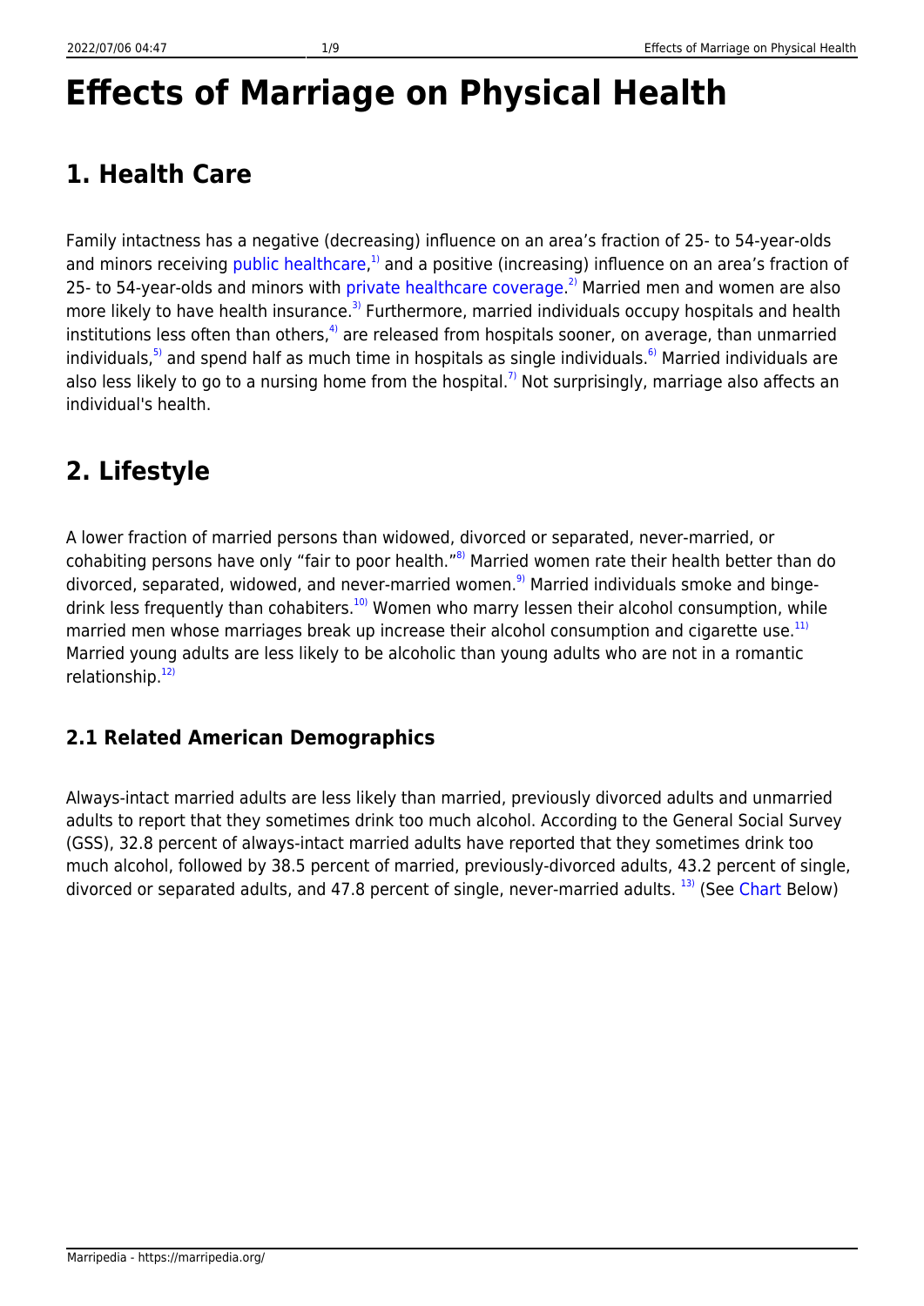# Effects of Marriage on Physical Health

## 1. Health Care

Family intactness has a negative (decreasing) influence on an area's fraction of 25- to 54-year-olds and minors receiving public healthcare,[1] and a positive (increasing) influence on an area's fraction of 25- to 54-year-olds and minors with private healthcare coverage.[2] Married men and women are also more likely to have health insurance.[3] Furthermore, married individuals occupy hospitals and health institutions less often than others,[4] are released from hospitals sooner, on average, than unmarried individuals,[5] and spend half as much time in hospitals as single individuals.[6] Married individuals are also less likely to go to a nursing home from the hospital.[7] Not surprisingly, marriage also affects an individual's health.

## 2. Lifestyle

A lower fraction of married persons than widowed, divorced or separated, never-married, or cohabiting persons have only "fair to poor health."[8] Married women rate their health better than do divorced, separated, widowed, and never-married women.[9] Married individuals smoke and binge-drink less frequently than cohabiters.[10] Women who marry lessen their alcohol consumption, while married men whose marriages break up increase their alcohol consumption and cigarette use.[11] Married young adults are less likely to be alcoholic than young adults who are not in a romantic relationship.[12]

### 2.1 Related American Demographics

Always-intact married adults are less likely than married, previously divorced adults and unmarried adults to report that they sometimes drink too much alcohol. According to the General Social Survey (GSS), 32.8 percent of always-intact married adults have reported that they sometimes drink too much alcohol, followed by 38.5 percent of married, previously-divorced adults, 43.2 percent of single, divorced or separated adults, and 47.8 percent of single, never-married adults. [13] (See Chart Below)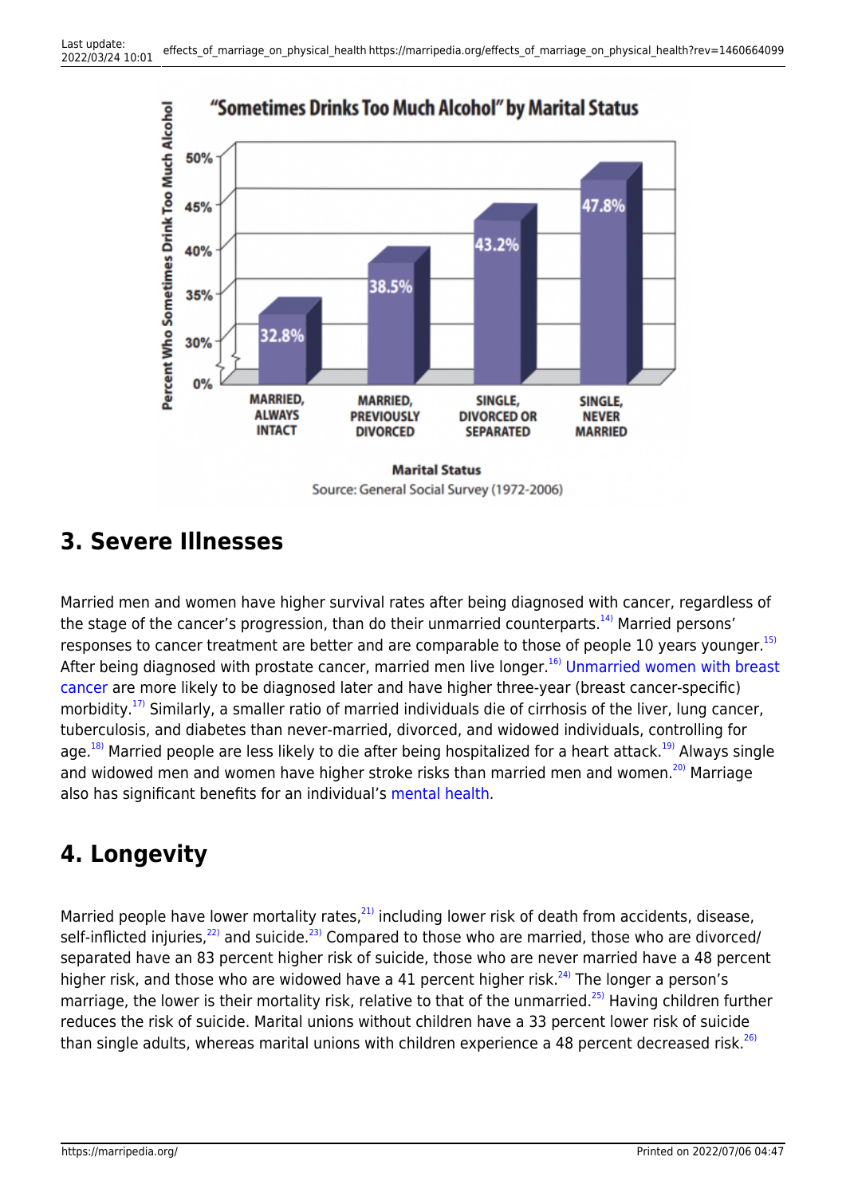**"Sometimes Drinks Too Much Alcohol" by Marital Status**

| Marital Status | Percent Who Sometimes Drink Too Much Alcohol |
|---|---|
| MARRIED, ALWAYS INTACT | 32.8% |
| MARRIED, PREVIOUSLY DIVORCED | 38.5% |
| SINGLE, DIVORCED OR SEPARATED | 43.2% |
| SINGLE, NEVER MARRIED | 47.8% |

Source: General Social Survey (1972-2006)

## 3. Severe Illnesses

Married men and women have higher survival rates after being diagnosed with cancer, regardless of the stage of the cancer's progression, than do their unmarried counterparts.[14] Married persons' responses to cancer treatment are better and are comparable to those of people 10 years younger.[15] After being diagnosed with prostate cancer, married men live longer.[16] Unmarried women with breast cancer are more likely to be diagnosed later and have higher three-year (breast cancer-specific) morbidity.[17] Similarly, a smaller ratio of married individuals die of cirrhosis of the liver, lung cancer, tuberculosis, and diabetes than never-married, divorced, and widowed individuals, controlling for age.[18] Married people are less likely to die after being hospitalized for a heart attack.[19] Always single and widowed men and women have higher stroke risks than married men and women.[20] Marriage also has significant benefits for an individual's mental health.

## 4. Longevity

Married people have lower mortality rates,[21] including lower risk of death from accidents, disease, self-inflicted injuries,[22] and suicide.[23] Compared to those who are married, those who are divorced/separated have an 83 percent higher risk of suicide, those who are never married have a 48 percent higher risk, and those who are widowed have a 41 percent higher risk.[24] The longer a person's marriage, the lower is their mortality risk, relative to that of the unmarried.[25] Having children further reduces the risk of suicide. Marital unions without children have a 33 percent lower risk of suicide than single adults, whereas marital unions with children experience a 48 percent decreased risk.[26]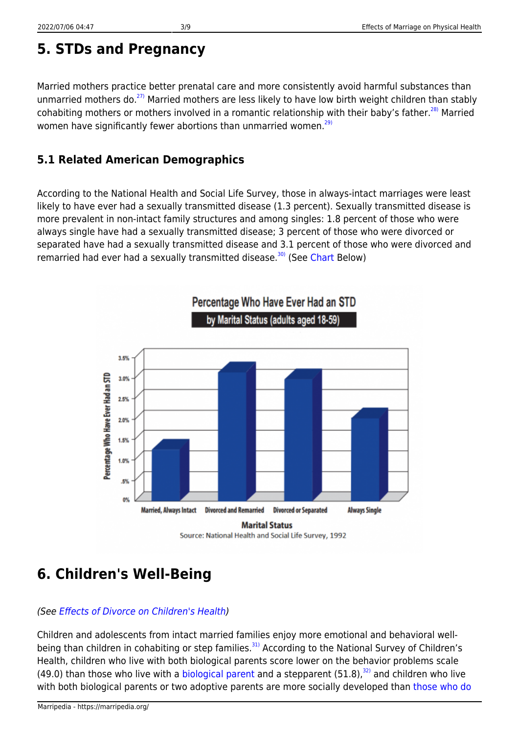# 5. STDs and Pregnancy

Married mothers practice better prenatal care and more consistently avoid harmful substances than unmarried mothers do.[27] Married mothers are less likely to have low birth weight children than stably cohabiting mothers or mothers involved in a romantic relationship with their baby's father.[28] Married women have significantly fewer abortions than unmarried women.[29]

## 5.1 Related American Demographics

According to the National Health and Social Life Survey, those in always-intact marriages were least likely to have ever had a sexually transmitted disease (1.3 percent). Sexually transmitted disease is more prevalent in non-intact family structures and among singles: 1.8 percent of those who were always single have had a sexually transmitted disease; 3 percent of those who were divorced or separated have had a sexually transmitted disease and 3.1 percent of those who were divorced and remarried had ever had a sexually transmitted disease.[30] (See Chart Below)

Percentage Who Have Ever Had an STD
by Marital Status (adults aged 18-59)

Source: National Health and Social Life Survey, 1992

# 6. Children's Well-Being

*(See Effects of Divorce on Children's Health)*

Children and adolescents from intact married families enjoy more emotional and behavioral well-being than children in cohabiting or step families.[31] According to the National Survey of Children's Health, children who live with both biological parents score lower on the behavior problems scale (49.0) than those who live with a biological parent and a stepparent (51.8),[32] and children who live with both biological parents or two adoptive parents are more socially developed than those who do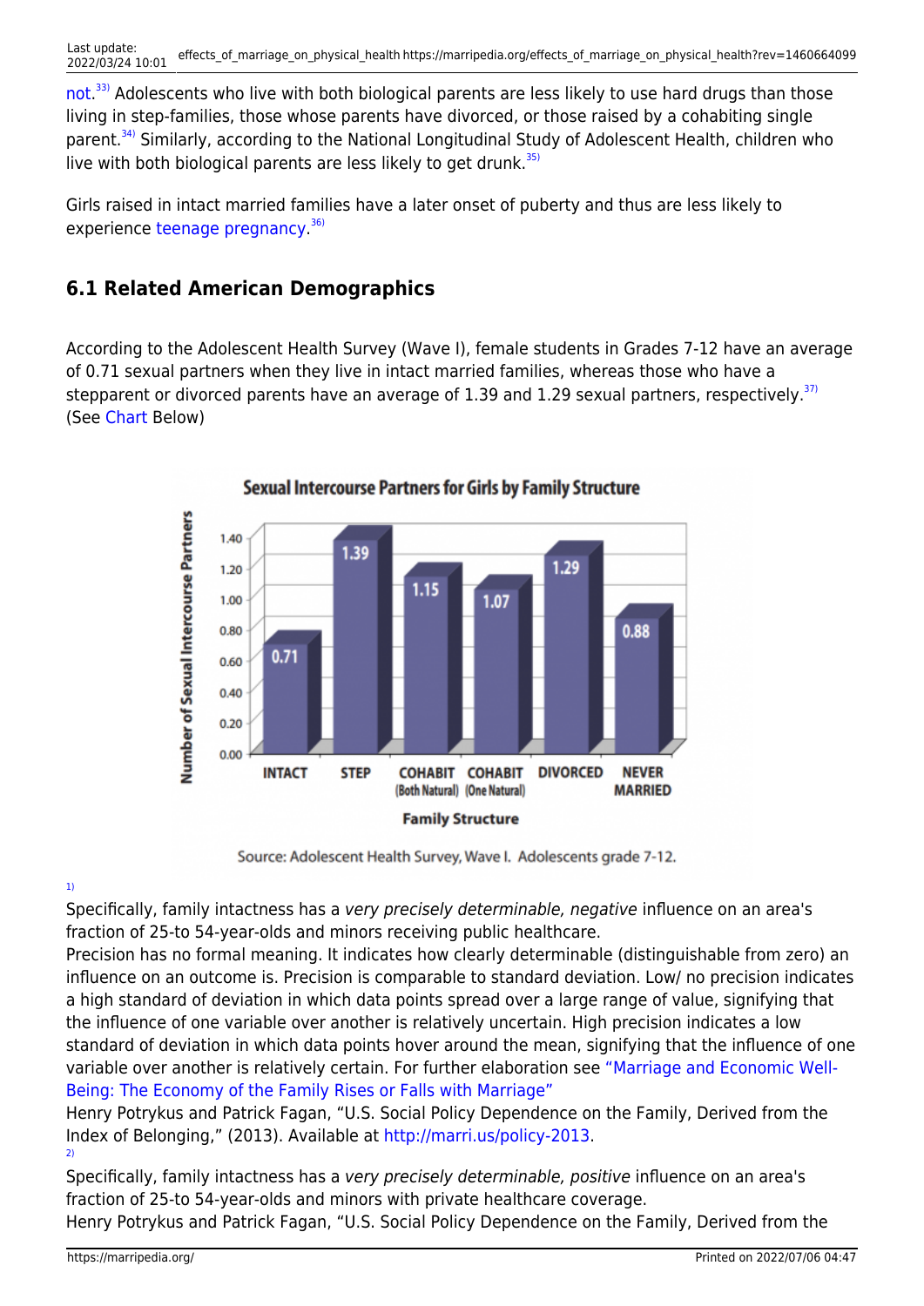not.[33] Adolescents who live with both biological parents are less likely to use hard drugs than those living in step-families, those whose parents have divorced, or those raised by a cohabiting single parent.[34] Similarly, according to the National Longitudinal Study of Adolescent Health, children who live with both biological parents are less likely to get drunk.[35]

Girls raised in intact married families have a later onset of puberty and thus are less likely to experience teenage pregnancy.[36]

## 6.1 Related American Demographics

According to the Adolescent Health Survey (Wave I), female students in Grades 7-12 have an average of 0.71 sexual partners when they live in intact married families, whereas those who have a stepparent or divorced parents have an average of 1.39 and 1.29 sexual partners, respectively.[37] (See Chart Below)

**Sexual Intercourse Partners for Girls by Family Structure**

| Family Structure | Number of Sexual Intercourse Partners |
| --- | --- |
| INTACT | 0.71 |
| STEP | 1.39 |
| COHABIT (Both Natural) | 1.15 |
| COHABIT (One Natural) | 1.07 |
| DIVORCED | 1.29 |
| NEVER MARRIED | 0.88 |

Source: Adolescent Health Survey, Wave I. Adolescents grade 7-12.

1)
Specifically, family intactness has a *very precisely determinable, negative* influence on an area's fraction of 25-to 54-year-olds and minors receiving public healthcare.
Precision has no formal meaning. It indicates how clearly determinable (distinguishable from zero) an influence on an outcome is. Precision is comparable to standard deviation. Low/ no precision indicates a high standard of deviation in which data points spread over a large range of value, signifying that the influence of one variable over another is relatively uncertain. High precision indicates a low standard of deviation in which data points hover around the mean, signifying that the influence of one variable over another is relatively certain. For further elaboration see "Marriage and Economic Well-Being: The Economy of the Family Rises or Falls with Marriage"
Henry Potrykus and Patrick Fagan, "U.S. Social Policy Dependence on the Family, Derived from the Index of Belonging," (2013). Available at http://marri.us/policy-2013.
2)
Specifically, family intactness has a *very precisely determinable, positive* influence on an area's fraction of 25-to 54-year-olds and minors with private healthcare coverage.
Henry Potrykus and Patrick Fagan, "U.S. Social Policy Dependence on the Family, Derived from the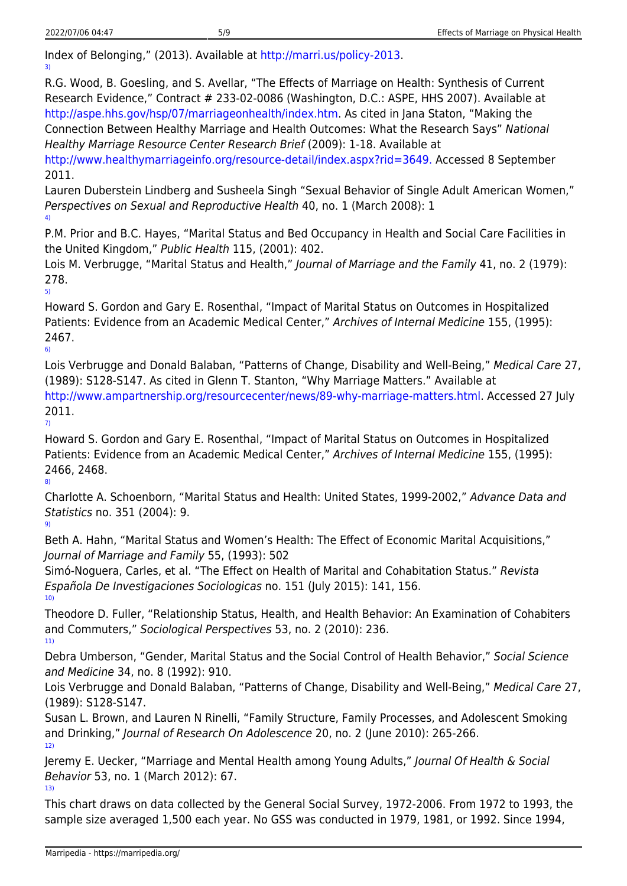Index of Belonging," (2013). Available at http://marri.us/policy-2013.

3)

R.G. Wood, B. Goesling, and S. Avellar, "The Effects of Marriage on Health: Synthesis of Current Research Evidence," Contract # 233-02-0086 (Washington, D.C.: ASPE, HHS 2007). Available at http://aspe.hhs.gov/hsp/07/marriageonhealth/index.htm. As cited in Jana Staton, "Making the Connection Between Healthy Marriage and Health Outcomes: What the Research Says" *National Healthy Marriage Resource Center Research Brief* (2009): 1-18. Available at http://www.healthymarriageinfo.org/resource-detail/index.aspx?rid=3649. Accessed 8 September 2011.

Lauren Duberstein Lindberg and Susheela Singh "Sexual Behavior of Single Adult American Women," *Perspectives on Sexual and Reproductive Health* 40, no. 1 (March 2008): 1

4)

P.M. Prior and B.C. Hayes, "Marital Status and Bed Occupancy in Health and Social Care Facilities in the United Kingdom," *Public Health* 115, (2001): 402.

Lois M. Verbrugge, "Marital Status and Health," *Journal of Marriage and the Family* 41, no. 2 (1979): 278.

5)

Howard S. Gordon and Gary E. Rosenthal, "Impact of Marital Status on Outcomes in Hospitalized Patients: Evidence from an Academic Medical Center," *Archives of Internal Medicine* 155, (1995): 2467.

6)

Lois Verbrugge and Donald Balaban, "Patterns of Change, Disability and Well-Being," *Medical Care* 27, (1989): S128-S147. As cited in Glenn T. Stanton, "Why Marriage Matters." Available at http://www.ampartnership.org/resourcecenter/news/89-why-marriage-matters.html. Accessed 27 July 2011.

7)

Howard S. Gordon and Gary E. Rosenthal, "Impact of Marital Status on Outcomes in Hospitalized Patients: Evidence from an Academic Medical Center," *Archives of Internal Medicine* 155, (1995): 2466, 2468.

8)

Charlotte A. Schoenborn, "Marital Status and Health: United States, 1999-2002," *Advance Data and Statistics* no. 351 (2004): 9.

9)

Beth A. Hahn, "Marital Status and Women's Health: The Effect of Economic Marital Acquisitions," *Journal of Marriage and Family* 55, (1993): 502

Simó-Noguera, Carles, et al. "The Effect on Health of Marital and Cohabitation Status." *Revista Española De Investigaciones Sociologicas* no. 151 (July 2015): 141, 156.

10)

Theodore D. Fuller, "Relationship Status, Health, and Health Behavior: An Examination of Cohabiters and Commuters," *Sociological Perspectives* 53, no. 2 (2010): 236.

11)

Debra Umberson, "Gender, Marital Status and the Social Control of Health Behavior," *Social Science and Medicine* 34, no. 8 (1992): 910.

Lois Verbrugge and Donald Balaban, "Patterns of Change, Disability and Well-Being," *Medical Care* 27, (1989): S128-S147.

Susan L. Brown, and Lauren N Rinelli, "Family Structure, Family Processes, and Adolescent Smoking and Drinking," *Journal of Research On Adolescence* 20, no. 2 (June 2010): 265-266.

12)

Jeremy E. Uecker, "Marriage and Mental Health among Young Adults," *Journal Of Health & Social Behavior* 53, no. 1 (March 2012): 67.

13)

This chart draws on data collected by the General Social Survey, 1972-2006. From 1972 to 1993, the sample size averaged 1,500 each year. No GSS was conducted in 1979, 1981, or 1992. Since 1994,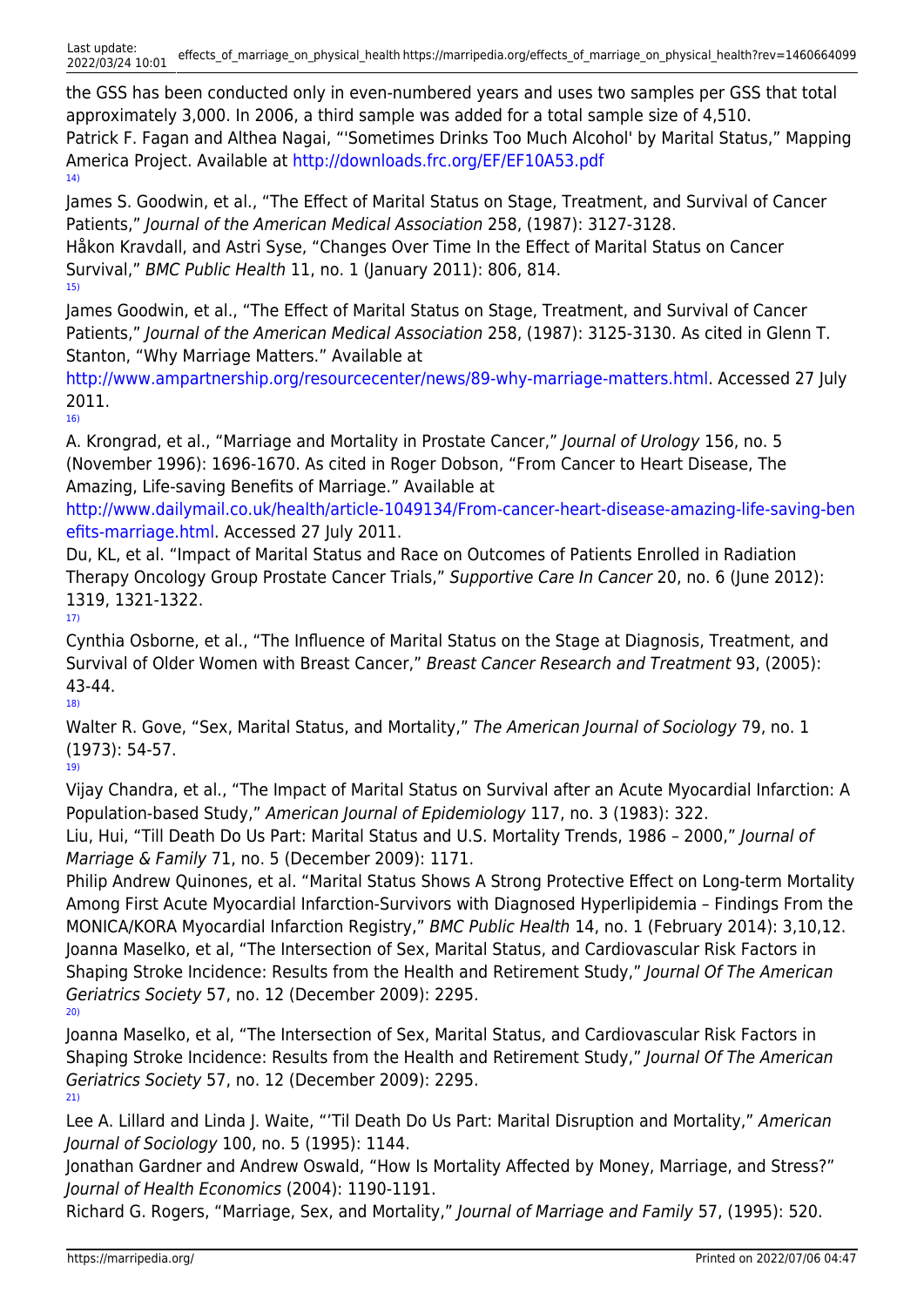the GSS has been conducted only in even-numbered years and uses two samples per GSS that total approximately 3,000. In 2006, a third sample was added for a total sample size of 4,510.
Patrick F. Fagan and Althea Nagai, "'Sometimes Drinks Too Much Alcohol' by Marital Status," Mapping America Project. Available at http://downloads.frc.org/EF/EF10A53.pdf

[14]

James S. Goodwin, et al., "The Effect of Marital Status on Stage, Treatment, and Survival of Cancer Patients," *Journal of the American Medical Association* 258, (1987): 3127-3128.
Håkon Kravdall, and Astri Syse, "Changes Over Time In the Effect of Marital Status on Cancer Survival," *BMC Public Health* 11, no. 1 (January 2011): 806, 814.

[15]

James Goodwin, et al., "The Effect of Marital Status on Stage, Treatment, and Survival of Cancer Patients," *Journal of the American Medical Association* 258, (1987): 3125-3130. As cited in Glenn T. Stanton, "Why Marriage Matters." Available at http://www.ampartnership.org/resourcecenter/news/89-why-marriage-matters.html. Accessed 27 July 2011.

[16]

A. Krongrad, et al., "Marriage and Mortality in Prostate Cancer," *Journal of Urology* 156, no. 5 (November 1996): 1696-1670. As cited in Roger Dobson, "From Cancer to Heart Disease, The Amazing, Life-saving Benefits of Marriage." Available at http://www.dailymail.co.uk/health/article-1049134/From-cancer-heart-disease-amazing-life-saving-benefits-marriage.html. Accessed 27 July 2011.
Du, KL, et al. "Impact of Marital Status and Race on Outcomes of Patients Enrolled in Radiation Therapy Oncology Group Prostate Cancer Trials," *Supportive Care In Cancer* 20, no. 6 (June 2012): 1319, 1321-1322.

[17]

Cynthia Osborne, et al., "The Influence of Marital Status on the Stage at Diagnosis, Treatment, and Survival of Older Women with Breast Cancer," *Breast Cancer Research and Treatment* 93, (2005): 43-44.

[18]

Walter R. Gove, "Sex, Marital Status, and Mortality," *The American Journal of Sociology* 79, no. 1 (1973): 54-57.

[19]

Vijay Chandra, et al., "The Impact of Marital Status on Survival after an Acute Myocardial Infarction: A Population-based Study," *American Journal of Epidemiology* 117, no. 3 (1983): 322.
Liu, Hui, "Till Death Do Us Part: Marital Status and U.S. Mortality Trends, 1986 – 2000," *Journal of Marriage & Family* 71, no. 5 (December 2009): 1171.
Philip Andrew Quinones, et al. "Marital Status Shows A Strong Protective Effect on Long-term Mortality Among First Acute Myocardial Infarction-Survivors with Diagnosed Hyperlipidemia – Findings From the MONICA/KORA Myocardial Infarction Registry," *BMC Public Health* 14, no. 1 (February 2014): 3,10,12.
Joanna Maselko, et al, "The Intersection of Sex, Marital Status, and Cardiovascular Risk Factors in Shaping Stroke Incidence: Results from the Health and Retirement Study," *Journal Of The American Geriatrics Society* 57, no. 12 (December 2009): 2295.

[20]

Joanna Maselko, et al, "The Intersection of Sex, Marital Status, and Cardiovascular Risk Factors in Shaping Stroke Incidence: Results from the Health and Retirement Study," *Journal Of The American Geriatrics Society* 57, no. 12 (December 2009): 2295.

[21]

Lee A. Lillard and Linda J. Waite, "'Til Death Do Us Part: Marital Disruption and Mortality," *American Journal of Sociology* 100, no. 5 (1995): 1144.
Jonathan Gardner and Andrew Oswald, "How Is Mortality Affected by Money, Marriage, and Stress?" *Journal of Health Economics* (2004): 1190-1191.
Richard G. Rogers, "Marriage, Sex, and Mortality," *Journal of Marriage and Family* 57, (1995): 520.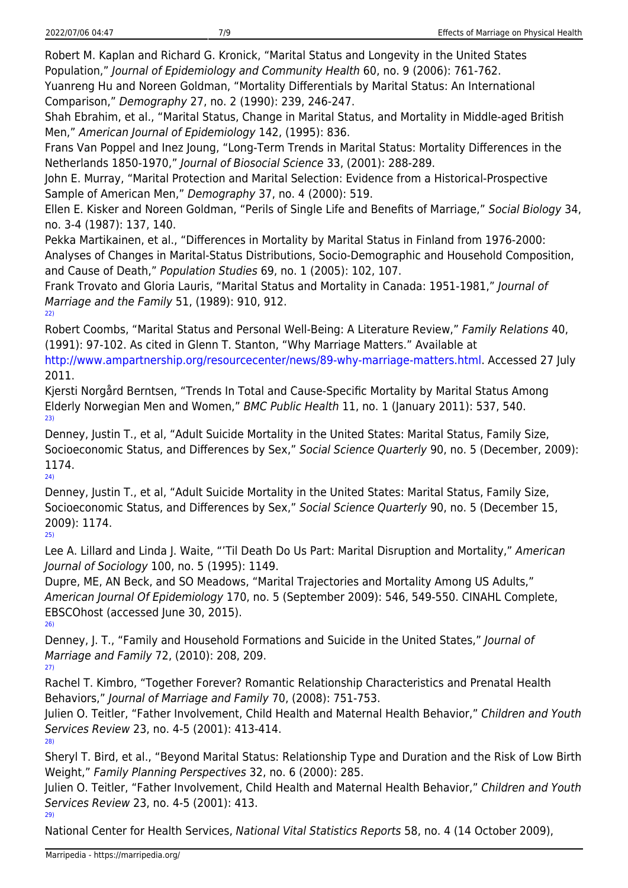Robert M. Kaplan and Richard G. Kronick, "Marital Status and Longevity in the United States Population," *Journal of Epidemiology and Community Health* 60, no. 9 (2006): 761-762.
Yuanreng Hu and Noreen Goldman, "Mortality Differentials by Marital Status: An International Comparison," *Demography* 27, no. 2 (1990): 239, 246-247.
Shah Ebrahim, et al., "Marital Status, Change in Marital Status, and Mortality in Middle-aged British Men," *American Journal of Epidemiology* 142, (1995): 836.
Frans Van Poppel and Inez Joung, "Long-Term Trends in Marital Status: Mortality Differences in the Netherlands 1850-1970," *Journal of Biosocial Science* 33, (2001): 288-289.
John E. Murray, "Marital Protection and Marital Selection: Evidence from a Historical-Prospective Sample of American Men," *Demography* 37, no. 4 (2000): 519.
Ellen E. Kisker and Noreen Goldman, "Perils of Single Life and Benefits of Marriage," *Social Biology* 34, no. 3-4 (1987): 137, 140.
Pekka Martikainen, et al., "Differences in Mortality by Marital Status in Finland from 1976-2000: Analyses of Changes in Marital-Status Distributions, Socio-Demographic and Household Composition, and Cause of Death," *Population Studies* 69, no. 1 (2005): 102, 107.
Frank Trovato and Gloria Lauris, "Marital Status and Mortality in Canada: 1951-1981," *Journal of Marriage and the Family* 51, (1989): 910, 912.

22)

Robert Coombs, "Marital Status and Personal Well-Being: A Literature Review," *Family Relations* 40, (1991): 97-102. As cited in Glenn T. Stanton, "Why Marriage Matters." Available at http://www.ampartnership.org/resourcecenter/news/89-why-marriage-matters.html. Accessed 27 July 2011.
Kjersti Norgård Berntsen, "Trends In Total and Cause-Specific Mortality by Marital Status Among Elderly Norwegian Men and Women," *BMC Public Health* 11, no. 1 (January 2011): 537, 540.

23)

Denney, Justin T., et al, "Adult Suicide Mortality in the United States: Marital Status, Family Size, Socioeconomic Status, and Differences by Sex," *Social Science Quarterly* 90, no. 5 (December, 2009): 1174.

24)

Denney, Justin T., et al, "Adult Suicide Mortality in the United States: Marital Status, Family Size, Socioeconomic Status, and Differences by Sex," *Social Science Quarterly* 90, no. 5 (December 15, 2009): 1174.

25)

Lee A. Lillard and Linda J. Waite, "'Til Death Do Us Part: Marital Disruption and Mortality," *American Journal of Sociology* 100, no. 5 (1995): 1149.
Dupre, ME, AN Beck, and SO Meadows, "Marital Trajectories and Mortality Among US Adults," *American Journal Of Epidemiology* 170, no. 5 (September 2009): 546, 549-550. CINAHL Complete, EBSCOhost (accessed June 30, 2015).

26)

Denney, J. T., "Family and Household Formations and Suicide in the United States," *Journal of Marriage and Family* 72, (2010): 208, 209.

27)

Rachel T. Kimbro, "Together Forever? Romantic Relationship Characteristics and Prenatal Health Behaviors," *Journal of Marriage and Family* 70, (2008): 751-753.
Julien O. Teitler, "Father Involvement, Child Health and Maternal Health Behavior," *Children and Youth Services Review* 23, no. 4-5 (2001): 413-414.

28)

Sheryl T. Bird, et al., "Beyond Marital Status: Relationship Type and Duration and the Risk of Low Birth Weight," *Family Planning Perspectives* 32, no. 6 (2000): 285.
Julien O. Teitler, "Father Involvement, Child Health and Maternal Health Behavior," *Children and Youth Services Review* 23, no. 4-5 (2001): 413.

29)

National Center for Health Services, *National Vital Statistics Reports* 58, no. 4 (14 October 2009),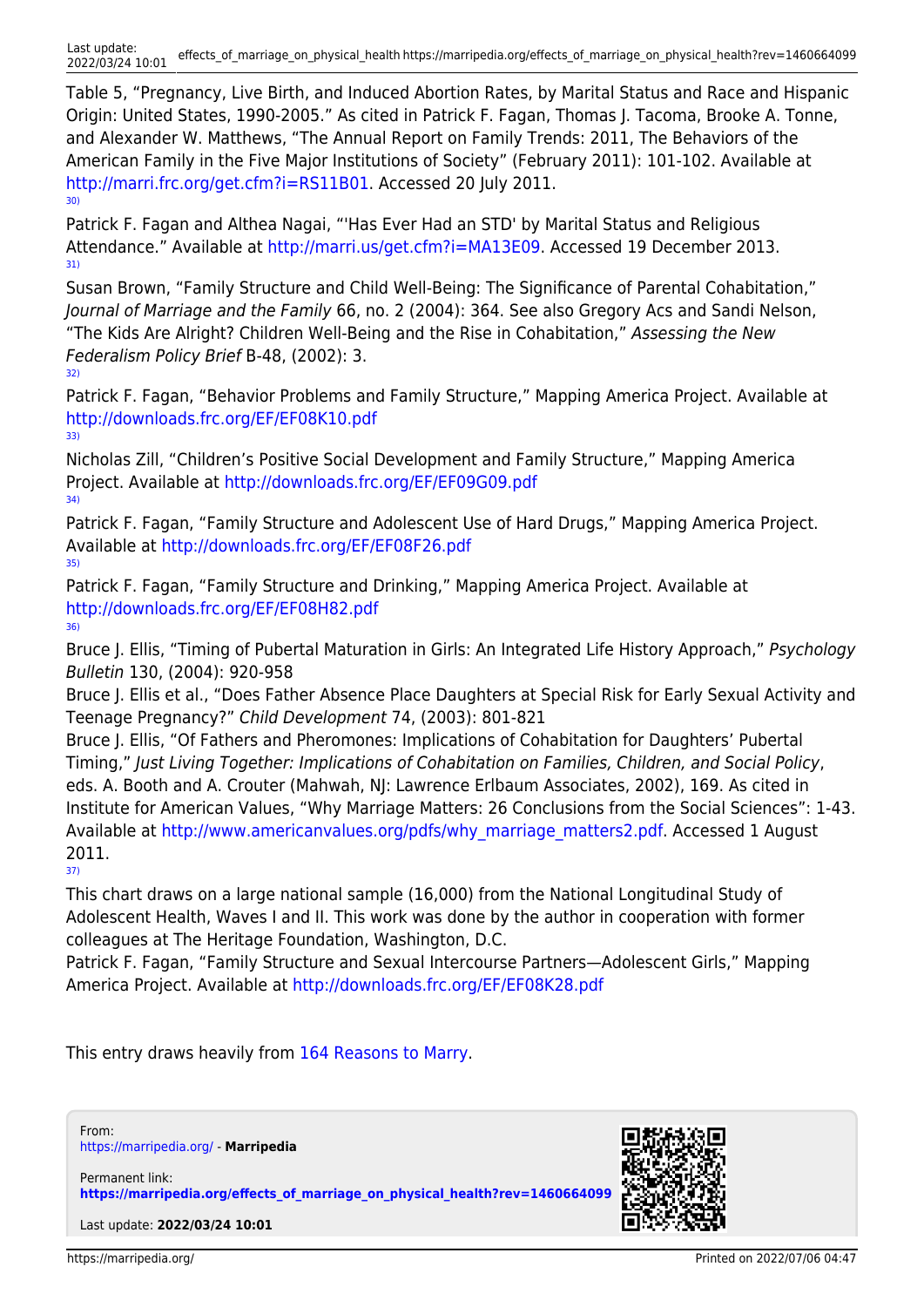Table 5, “Pregnancy, Live Birth, and Induced Abortion Rates, by Marital Status and Race and Hispanic Origin: United States, 1990-2005.” As cited in Patrick F. Fagan, Thomas J. Tacoma, Brooke A. Tonne, and Alexander W. Matthews, “The Annual Report on Family Trends: 2011, The Behaviors of the American Family in the Five Major Institutions of Society” (February 2011): 101-102. Available at http://marri.frc.org/get.cfm?i=RS11B01. Accessed 20 July 2011.

[30] Patrick F. Fagan and Althea Nagai, “'Has Ever Had an STD' by Marital Status and Religious Attendance.” Available at http://marri.us/get.cfm?i=MA13E09. Accessed 19 December 2013.

[31] Susan Brown, “Family Structure and Child Well-Being: The Significance of Parental Cohabitation,” *Journal of Marriage and the Family* 66, no. 2 (2004): 364. See also Gregory Acs and Sandi Nelson, “The Kids Are Alright? Children Well-Being and the Rise in Cohabitation,” *Assessing the New Federalism Policy Brief* B-48, (2002): 3.

[32] Patrick F. Fagan, “Behavior Problems and Family Structure,” Mapping America Project. Available at http://downloads.frc.org/EF/EF08K10.pdf

[33] Nicholas Zill, “Children’s Positive Social Development and Family Structure,” Mapping America Project. Available at http://downloads.frc.org/EF/EF09G09.pdf

[34] Patrick F. Fagan, “Family Structure and Adolescent Use of Hard Drugs,” Mapping America Project. Available at http://downloads.frc.org/EF/EF08F26.pdf

[35] Patrick F. Fagan, “Family Structure and Drinking,” Mapping America Project. Available at http://downloads.frc.org/EF/EF08H82.pdf

[36] Bruce J. Ellis, “Timing of Pubertal Maturation in Girls: An Integrated Life History Approach,” *Psychology Bulletin* 130, (2004): 920-958
Bruce J. Ellis et al., “Does Father Absence Place Daughters at Special Risk for Early Sexual Activity and Teenage Pregnancy?” *Child Development* 74, (2003): 801-821
Bruce J. Ellis, “Of Fathers and Pheromones: Implications of Cohabitation for Daughters’ Pubertal Timing,” *Just Living Together: Implications of Cohabitation on Families, Children, and Social Policy*, eds. A. Booth and A. Crouter (Mahwah, NJ: Lawrence Erlbaum Associates, 2002), 169. As cited in Institute for American Values, “Why Marriage Matters: 26 Conclusions from the Social Sciences”: 1-43. Available at http://www.americanvalues.org/pdfs/why_marriage_matters2.pdf. Accessed 1 August 2011.

[37] This chart draws on a large national sample (16,000) from the National Longitudinal Study of Adolescent Health, Waves I and II. This work was done by the author in cooperation with former colleagues at The Heritage Foundation, Washington, D.C.
Patrick F. Fagan, “Family Structure and Sexual Intercourse Partners—Adolescent Girls,” Mapping America Project. Available at http://downloads.frc.org/EF/EF08K28.pdf

This entry draws heavily from 164 Reasons to Marry.

From:
https://marripedia.org/ - **Marripedia**

Permanent link:
**https://marripedia.org/effects_of_marriage_on_physical_health?rev=1460664099**

Last update: **2022/03/24 10:01**